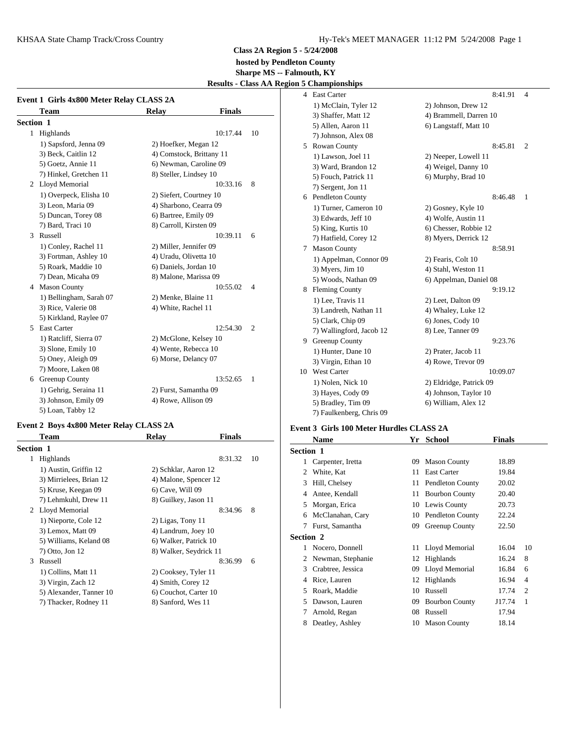**Class 2A Region 5 - 5/24/2008**

**hosted by Pendleton County**

**Sharpe MS -- Falmouth, KY**

**Results - Class AA Region 5 Championships**

### Event 1 Girls 4x800 Meter Relay CLASS 2A

| | Team | Relay | Finals | |
|---|---|---|---|---|
| **Section 1** | | | | |
| 1 | Highlands | | 10:17.44 | 10 |
| | 1) Sapsford, Jenna 09 | 2) Hoefker, Megan 12 | | |
| | 3) Beck, Caitlin 12 | 4) Comstock, Brittany 11 | | |
| | 5) Goetz, Annie 11 | 6) Newman, Caroline 09 | | |
| | 7) Hinkel, Gretchen 11 | 8) Steller, Lindsey 10 | | |
| 2 | Lloyd Memorial | | 10:33.16 | 8 |
| | 1) Overpeck, Elisha 10 | 2) Siefert, Courtney 10 | | |
| | 3) Leon, Maria 09 | 4) Sharbono, Cearra 09 | | |
| | 5) Duncan, Torey 08 | 6) Bartree, Emily 09 | | |
| | 7) Bard, Traci 10 | 8) Carroll, Kirsten 09 | | |
| 3 | Russell | | 10:39.11 | 6 |
| | 1) Conley, Rachel 11 | 2) Miller, Jennifer 09 | | |
| | 3) Fortman, Ashley 10 | 4) Uradu, Olivetta 10 | | |
| | 5) Roark, Maddie 10 | 6) Daniels, Jordan 10 | | |
| | 7) Dean, Micaha 09 | 8) Malone, Marissa 09 | | |
| 4 | Mason County | | 10:55.02 | 4 |
| | 1) Bellingham, Sarah 07 | 2) Menke, Blaine 11 | | |
| | 3) Rice, Valerie 08 | 4) White, Rachel 11 | | |
| | 5) Kirkland, Raylee 07 | | | |
| 5 | East Carter | | 12:54.30 | 2 |
| | 1) Ratcliff, Sierra 07 | 2) McGlone, Kelsey 10 | | |
| | 3) Slone, Emily 10 | 4) Wente, Rebecca 10 | | |
| | 5) Oney, Aleigh 09 | 6) Morse, Delancy 07 | | |
| | 7) Moore, Laken 08 | | | |
| 6 | Greenup County | | 13:52.65 | 1 |
| | 1) Gehrig, Seraina 11 | 2) Furst, Samantha 09 | | |
| | 3) Johnson, Emily 09 | 4) Rowe, Allison 09 | | |
| | 5) Loan, Tabby 12 | | | |

### Event 2 Boys 4x800 Meter Relay CLASS 2A

| | Team | Relay | Finals | |
|---|---|---|---|---|
| **Section 1** | | | | |
| 1 | Highlands | | 8:31.32 | 10 |
| | 1) Austin, Griffin 12 | 2) Schklar, Aaron 12 | | |
| | 3) Mirrielees, Brian 12 | 4) Malone, Spencer 12 | | |
| | 5) Kruse, Keegan 09 | 6) Cave, Will 09 | | |
| | 7) Lehmkuhl, Drew 11 | 8) Guilkey, Jason 11 | | |
| 2 | Lloyd Memorial | | 8:34.96 | 8 |
| | 1) Nieporte, Cole 12 | 2) Ligas, Tony 11 | | |
| | 3) Lemox, Matt 09 | 4) Landrum, Joey 10 | | |
| | 5) Williams, Keland 08 | 6) Walker, Patrick 10 | | |
| | 7) Otto, Jon 12 | 8) Walker, Seydrick 11 | | |
| 3 | Russell | | 8:36.99 | 6 |
| | 1) Collins, Matt 11 | 2) Cooksey, Tyler 11 | | |
| | 3) Virgin, Zach 12 | 4) Smith, Corey 12 | | |
| | 5) Alexander, Tanner 10 | 6) Couchot, Carter 10 | | |
| | 7) Thacker, Rodney 11 | 8) Sanford, Wes 11 | | |
| 4 | East Carter | | 8:41.91 | 4 |
| | 1) McClain, Tyler 12 | 2) Johnson, Drew 12 | | |
| | 3) Shaffer, Matt 12 | 4) Brammell, Darren 10 | | |
| | 5) Allen, Aaron 11 | 6) Langstaff, Matt 10 | | |
| | 7) Johnson, Alex 08 | | | |
| 5 | Rowan County | | 8:45.81 | 2 |
| | 1) Lawson, Joel 11 | 2) Neeper, Lowell 11 | | |
| | 3) Ward, Brandon 12 | 4) Weigel, Danny 10 | | |
| | 5) Fouch, Patrick 11 | 6) Murphy, Brad 10 | | |
| | 7) Sergent, Jon 11 | | | |
| 6 | Pendleton County | | 8:46.48 | 1 |
| | 1) Turner, Cameron 10 | 2) Gosney, Kyle 10 | | |
| | 3) Edwards, Jeff 10 | 4) Wolfe, Austin 11 | | |
| | 5) King, Kurtis 10 | 6) Chesser, Robbie 12 | | |
| | 7) Hatfield, Corey 12 | 8) Myers, Derrick 12 | | |
| 7 | Mason County | | 8:58.91 | |
| | 1) Appelman, Connor 09 | 2) Fearis, Colt 10 | | |
| | 3) Myers, Jim 10 | 4) Stahl, Weston 11 | | |
| | 5) Woods, Nathan 09 | 6) Appelman, Daniel 08 | | |
| 8 | Fleming County | | 9:19.12 | |
| | 1) Lee, Travis 11 | 2) Leet, Dalton 09 | | |
| | 3) Landreth, Nathan 11 | 4) Whaley, Luke 12 | | |
| | 5) Clark, Chip 09 | 6) Jones, Cody 10 | | |
| | 7) Wallingford, Jacob 12 | 8) Lee, Tanner 09 | | |
| 9 | Greenup County | | 9:23.76 | |
| | 1) Hunter, Dane 10 | 2) Prater, Jacob 11 | | |
| | 3) Virgin, Ethan 10 | 4) Rowe, Trevor 09 | | |
| 10 | West Carter | | 10:09.07 | |
| | 1) Nolen, Nick 10 | 2) Eldridge, Patrick 09 | | |
| | 3) Hayes, Cody 09 | 4) Johnson, Taylor 10 | | |
| | 5) Bradley, Tim 09 | 6) William, Alex 12 | | |
| | 7) Faulkenberg, Chris 09 | | | |

### Event 3 Girls 100 Meter Hurdles CLASS 2A

| | Name | Yr | School | Finals | |
|---|---|---|---|---|---|
| **Section 1** | | | | | |
| 1 | Carpenter, Iretta | 09 | Mason County | 18.89 | |
| 2 | White, Kat | 11 | East Carter | 19.84 | |
| 3 | Hill, Chelsey | 11 | Pendleton County | 20.02 | |
| 4 | Antee, Kendall | 11 | Bourbon County | 20.40 | |
| 5 | Morgan, Erica | 10 | Lewis County | 20.73 | |
| 6 | McClanahan, Cary | 10 | Pendleton County | 22.24 | |
| 7 | Furst, Samantha | 09 | Greenup County | 22.50 | |
| **Section 2** | | | | | |
| 1 | Nocero, Donnell | 11 | Lloyd Memorial | 16.04 | 10 |
| 2 | Newman, Stephanie | 12 | Highlands | 16.24 | 8 |
| 3 | Crabtree, Jessica | 09 | Lloyd Memorial | 16.84 | 6 |
| 4 | Rice, Lauren | 12 | Highlands | 16.94 | 4 |
| 5 | Roark, Maddie | 10 | Russell | 17.74 | 2 |
| 5 | Dawson, Lauren | 09 | Bourbon County | J17.74 | 1 |
| 7 | Arnold, Regan | 08 | Russell | 17.94 | |
| 8 | Deatley, Ashley | 10 | Mason County | 18.14 | |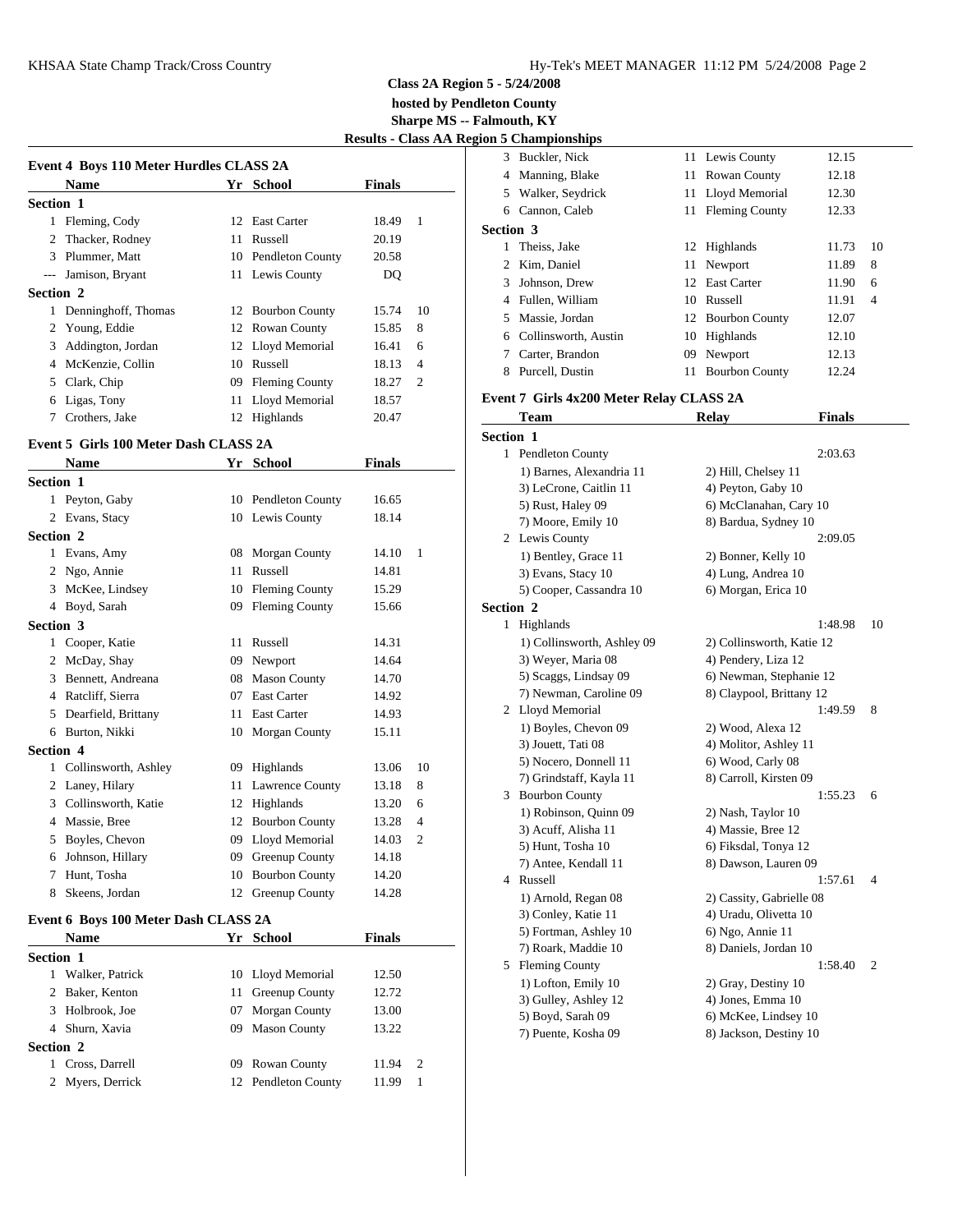**Class 2A Region 5 - 5/24/2008**

**hosted by Pendleton County**

**Sharpe MS -- Falmouth, KY**

**Results - Class AA Region 5 Championships**

### Event 4 Boys 110 Meter Hurdles CLASS 2A

| | Name | Yr | School | Finals | |
|---|---|---|---|---|---|
| **Section 1** | | | | | |
| 1 | Fleming, Cody | 12 | East Carter | 18.49 | 1 |
| 2 | Thacker, Rodney | 11 | Russell | 20.19 | |
| 3 | Plummer, Matt | 10 | Pendleton County | 20.58 | |
| --- | Jamison, Bryant | 11 | Lewis County | DQ | |
| **Section 2** | | | | | |
| 1 | Denninghoff, Thomas | 12 | Bourbon County | 15.74 | 10 |
| 2 | Young, Eddie | 12 | Rowan County | 15.85 | 8 |
| 3 | Addington, Jordan | 12 | Lloyd Memorial | 16.41 | 6 |
| 4 | McKenzie, Collin | 10 | Russell | 18.13 | 4 |
| 5 | Clark, Chip | 09 | Fleming County | 18.27 | 2 |
| 6 | Ligas, Tony | 11 | Lloyd Memorial | 18.57 | |
| 7 | Crothers, Jake | 12 | Highlands | 20.47 | |

### Event 5 Girls 100 Meter Dash CLASS 2A

| | Name | Yr | School | Finals | |
|---|---|---|---|---|---|
| **Section 1** | | | | | |
| 1 | Peyton, Gaby | 10 | Pendleton County | 16.65 | |
| 2 | Evans, Stacy | 10 | Lewis County | 18.14 | |
| **Section 2** | | | | | |
| 1 | Evans, Amy | 08 | Morgan County | 14.10 | 1 |
| 2 | Ngo, Annie | 11 | Russell | 14.81 | |
| 3 | McKee, Lindsey | 10 | Fleming County | 15.29 | |
| 4 | Boyd, Sarah | 09 | Fleming County | 15.66 | |
| **Section 3** | | | | | |
| 1 | Cooper, Katie | 11 | Russell | 14.31 | |
| 2 | McDay, Shay | 09 | Newport | 14.64 | |
| 3 | Bennett, Andreana | 08 | Mason County | 14.70 | |
| 4 | Ratcliff, Sierra | 07 | East Carter | 14.92 | |
| 5 | Dearfield, Brittany | 11 | East Carter | 14.93 | |
| 6 | Burton, Nikki | 10 | Morgan County | 15.11 | |
| **Section 4** | | | | | |
| 1 | Collinsworth, Ashley | 09 | Highlands | 13.06 | 10 |
| 2 | Laney, Hilary | 11 | Lawrence County | 13.18 | 8 |
| 3 | Collinsworth, Katie | 12 | Highlands | 13.20 | 6 |
| 4 | Massie, Bree | 12 | Bourbon County | 13.28 | 4 |
| 5 | Boyles, Chevon | 09 | Lloyd Memorial | 14.03 | 2 |
| 6 | Johnson, Hillary | 09 | Greenup County | 14.18 | |
| 7 | Hunt, Tosha | 10 | Bourbon County | 14.20 | |
| 8 | Skeens, Jordan | 12 | Greenup County | 14.28 | |

### Event 6 Boys 100 Meter Dash CLASS 2A

| | Name | Yr | School | Finals | |
|---|---|---|---|---|---|
| **Section 1** | | | | | |
| 1 | Walker, Patrick | 10 | Lloyd Memorial | 12.50 | |
| 2 | Baker, Kenton | 11 | Greenup County | 12.72 | |
| 3 | Holbrook, Joe | 07 | Morgan County | 13.00 | |
| 4 | Shurn, Xavia | 09 | Mason County | 13.22 | |
| **Section 2** | | | | | |
| 1 | Cross, Darrell | 09 | Rowan County | 11.94 | 2 |
| 2 | Myers, Derrick | 12 | Pendleton County | 11.99 | 1 |
| 3 | Buckler, Nick | 11 | Lewis County | 12.15 | |
| 4 | Manning, Blake | 11 | Rowan County | 12.18 | |
| 5 | Walker, Seydrick | 11 | Lloyd Memorial | 12.30 | |
| 6 | Cannon, Caleb | 11 | Fleming County | 12.33 | |
| **Section 3** | | | | | |
| 1 | Theiss, Jake | 12 | Highlands | 11.73 | 10 |
| 2 | Kim, Daniel | 11 | Newport | 11.89 | 8 |
| 3 | Johnson, Drew | 12 | East Carter | 11.90 | 6 |
| 4 | Fullen, William | 10 | Russell | 11.91 | 4 |
| 5 | Massie, Jordan | 12 | Bourbon County | 12.07 | |
| 6 | Collinsworth, Austin | 10 | Highlands | 12.10 | |
| 7 | Carter, Brandon | 09 | Newport | 12.13 | |
| 8 | Purcell, Dustin | 11 | Bourbon County | 12.24 | |

### Event 7 Girls 4x200 Meter Relay CLASS 2A

| | Team | Relay | Finals | |
|---|---|---|---|---|
| **Section 1** | | | | |
| 1 | Pendleton County | | 2:03.63 | |
| | 1) Barnes, Alexandria 11 | 2) Hill, Chelsey 11 | | |
| | 3) LeCrone, Caitlin 11 | 4) Peyton, Gaby 10 | | |
| | 5) Rust, Haley 09 | 6) McClanahan, Cary 10 | | |
| | 7) Moore, Emily 10 | 8) Bardua, Sydney 10 | | |
| 2 | Lewis County | | 2:09.05 | |
| | 1) Bentley, Grace 11 | 2) Bonner, Kelly 10 | | |
| | 3) Evans, Stacy 10 | 4) Lung, Andrea 10 | | |
| | 5) Cooper, Cassandra 10 | 6) Morgan, Erica 10 | | |
| **Section 2** | | | | |
| 1 | Highlands | | 1:48.98 | 10 |
| | 1) Collinsworth, Ashley 09 | 2) Collinsworth, Katie 12 | | |
| | 3) Weyer, Maria 08 | 4) Pendery, Liza 12 | | |
| | 5) Scaggs, Lindsay 09 | 6) Newman, Stephanie 12 | | |
| | 7) Newman, Caroline 09 | 8) Claypool, Brittany 12 | | |
| 2 | Lloyd Memorial | | 1:49.59 | 8 |
| | 1) Boyles, Chevon 09 | 2) Wood, Alexa 12 | | |
| | 3) Jouett, Tati 08 | 4) Molitor, Ashley 11 | | |
| | 5) Nocero, Donnell 11 | 6) Wood, Carly 08 | | |
| | 7) Grindstaff, Kayla 11 | 8) Carroll, Kirsten 09 | | |
| 3 | Bourbon County | | 1:55.23 | 6 |
| | 1) Robinson, Quinn 09 | 2) Nash, Taylor 10 | | |
| | 3) Acuff, Alisha 11 | 4) Massie, Bree 12 | | |
| | 5) Hunt, Tosha 10 | 6) Fiksdal, Tonya 12 | | |
| | 7) Antee, Kendall 11 | 8) Dawson, Lauren 09 | | |
| 4 | Russell | | 1:57.61 | 4 |
| | 1) Arnold, Regan 08 | 2) Cassity, Gabrielle 08 | | |
| | 3) Conley, Katie 11 | 4) Uradu, Olivetta 10 | | |
| | 5) Fortman, Ashley 10 | 6) Ngo, Annie 11 | | |
| | 7) Roark, Maddie 10 | 8) Daniels, Jordan 10 | | |
| 5 | Fleming County | | 1:58.40 | 2 |
| | 1) Lofton, Emily 10 | 2) Gray, Destiny 10 | | |
| | 3) Gulley, Ashley 12 | 4) Jones, Emma 10 | | |
| | 5) Boyd, Sarah 09 | 6) McKee, Lindsey 10 | | |
| | 7) Puente, Kosha 09 | 8) Jackson, Destiny 10 | | |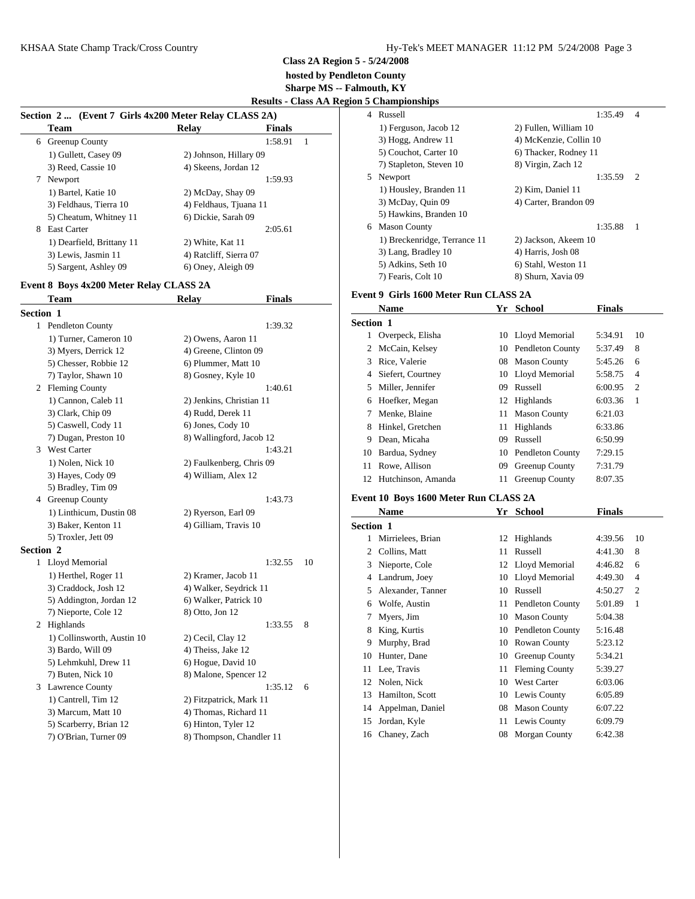**Class 2A Region 5 - 5/24/2008**

**hosted by Pendleton County**

**Sharpe MS -- Falmouth, KY**

**Results - Class AA Region 5 Championships**

**Section 2 ... (Event 7 Girls 4x200 Meter Relay CLASS 2A)**

| | Team | Relay | Finals | |
|---|---|---|---|---|
| 6 | Greenup County | | 1:58.91 | 1 |
| | 1) Gullett, Casey 09 | 2) Johnson, Hillary 09 | | |
| | 3) Reed, Cassie 10 | 4) Skeens, Jordan 12 | | |
| 7 | Newport | | 1:59.93 | |
| | 1) Bartel, Katie 10 | 2) McDay, Shay 09 | | |
| | 3) Feldhaus, Tierra 10 | 4) Feldhaus, Tjuana 11 | | |
| | 5) Cheatum, Whitney 11 | 6) Dickie, Sarah 09 | | |
| 8 | East Carter | | 2:05.61 | |
| | 1) Dearfield, Brittany 11 | 2) White, Kat 11 | | |
| | 3) Lewis, Jasmin 11 | 4) Ratcliff, Sierra 07 | | |
| | 5) Sargent, Ashley 09 | 6) Oney, Aleigh 09 | | |

**Event 8 Boys 4x200 Meter Relay CLASS 2A**

| | Team | Relay | Finals | |
|---|---|---|---|---|
| **Section 1** | | | | |
| 1 | Pendleton County | | 1:39.32 | |
| | 1) Turner, Cameron 10 | 2) Owens, Aaron 11 | | |
| | 3) Myers, Derrick 12 | 4) Greene, Clinton 09 | | |
| | 5) Chesser, Robbie 12 | 6) Plummer, Matt 10 | | |
| | 7) Taylor, Shawn 10 | 8) Gosney, Kyle 10 | | |
| 2 | Fleming County | | 1:40.61 | |
| | 1) Cannon, Caleb 11 | 2) Jenkins, Christian 11 | | |
| | 3) Clark, Chip 09 | 4) Rudd, Derek 11 | | |
| | 5) Caswell, Cody 11 | 6) Jones, Cody 10 | | |
| | 7) Dugan, Preston 10 | 8) Wallingford, Jacob 12 | | |
| 3 | West Carter | | 1:43.21 | |
| | 1) Nolen, Nick 10 | 2) Faulkenberg, Chris 09 | | |
| | 3) Hayes, Cody 09 | 4) William, Alex 12 | | |
| | 5) Bradley, Tim 09 | | | |
| 4 | Greenup County | | 1:43.73 | |
| | 1) Linthicum, Dustin 08 | 2) Ryerson, Earl 09 | | |
| | 3) Baker, Kenton 11 | 4) Gilliam, Travis 10 | | |
| | 5) Troxler, Jett 09 | | | |
| **Section 2** | | | | |
| 1 | Lloyd Memorial | | 1:32.55 | 10 |
| | 1) Herthel, Roger 11 | 2) Kramer, Jacob 11 | | |
| | 3) Craddock, Josh 12 | 4) Walker, Seydrick 11 | | |
| | 5) Addington, Jordan 12 | 6) Walker, Patrick 10 | | |
| | 7) Nieporte, Cole 12 | 8) Otto, Jon 12 | | |
| 2 | Highlands | | 1:33.55 | 8 |
| | 1) Collinsworth, Austin 10 | 2) Cecil, Clay 12 | | |
| | 3) Bardo, Will 09 | 4) Theiss, Jake 12 | | |
| | 5) Lehmkuhl, Drew 11 | 6) Hogue, David 10 | | |
| | 7) Buten, Nick 10 | 8) Malone, Spencer 12 | | |
| 3 | Lawrence County | | 1:35.12 | 6 |
| | 1) Cantrell, Tim 12 | 2) Fitzpatrick, Mark 11 | | |
| | 3) Marcum, Matt 10 | 4) Thomas, Richard 11 | | |
| | 5) Scarberry, Brian 12 | 6) Hinton, Tyler 12 | | |
| | 7) O'Brian, Turner 09 | 8) Thompson, Chandler 11 | | |
| 4 | Russell | | 1:35.49 | 4 |
| | 1) Ferguson, Jacob 12 | 2) Fullen, William 10 | | |
| | 3) Hogg, Andrew 11 | 4) McKenzie, Collin 10 | | |
| | 5) Couchot, Carter 10 | 6) Thacker, Rodney 11 | | |
| | 7) Stapleton, Steven 10 | 8) Virgin, Zach 12 | | |
| 5 | Newport | | 1:35.59 | 2 |
| | 1) Housley, Branden 11 | 2) Kim, Daniel 11 | | |
| | 3) McDay, Quin 09 | 4) Carter, Brandon 09 | | |
| | 5) Hawkins, Branden 10 | | | |
| 6 | Mason County | | 1:35.88 | 1 |
| | 1) Breckenridge, Terrance 11 | 2) Jackson, Akeem 10 | | |
| | 3) Lang, Bradley 10 | 4) Harris, Josh 08 | | |
| | 5) Adkins, Seth 10 | 6) Stahl, Weston 11 | | |
| | 7) Fearis, Colt 10 | 8) Shurn, Xavia 09 | | |

**Event 9 Girls 1600 Meter Run CLASS 2A**

| | Name | Yr | School | Finals | |
|---|---|---|---|---|---|
| **Section 1** | | | | | |
| 1 | Overpeck, Elisha | 10 | Lloyd Memorial | 5:34.91 | 10 |
| 2 | McCain, Kelsey | 10 | Pendleton County | 5:37.49 | 8 |
| 3 | Rice, Valerie | 08 | Mason County | 5:45.26 | 6 |
| 4 | Siefert, Courtney | 10 | Lloyd Memorial | 5:58.75 | 4 |
| 5 | Miller, Jennifer | 09 | Russell | 6:00.95 | 2 |
| 6 | Hoefker, Megan | 12 | Highlands | 6:03.36 | 1 |
| 7 | Menke, Blaine | 11 | Mason County | 6:21.03 | |
| 8 | Hinkel, Gretchen | 11 | Highlands | 6:33.86 | |
| 9 | Dean, Micaha | 09 | Russell | 6:50.99 | |
| 10 | Bardua, Sydney | 10 | Pendleton County | 7:29.15 | |
| 11 | Rowe, Allison | 09 | Greenup County | 7:31.79 | |
| 12 | Hutchinson, Amanda | 11 | Greenup County | 8:07.35 | |

**Event 10 Boys 1600 Meter Run CLASS 2A**

| | Name | Yr | School | Finals | |
|---|---|---|---|---|---|
| **Section 1** | | | | | |
| 1 | Mirrielees, Brian | 12 | Highlands | 4:39.56 | 10 |
| 2 | Collins, Matt | 11 | Russell | 4:41.30 | 8 |
| 3 | Nieporte, Cole | 12 | Lloyd Memorial | 4:46.82 | 6 |
| 4 | Landrum, Joey | 10 | Lloyd Memorial | 4:49.30 | 4 |
| 5 | Alexander, Tanner | 10 | Russell | 4:50.27 | 2 |
| 6 | Wolfe, Austin | 11 | Pendleton County | 5:01.89 | 1 |
| 7 | Myers, Jim | 10 | Mason County | 5:04.38 | |
| 8 | King, Kurtis | 10 | Pendleton County | 5:16.48 | |
| 9 | Murphy, Brad | 10 | Rowan County | 5:23.12 | |
| 10 | Hunter, Dane | 10 | Greenup County | 5:34.21 | |
| 11 | Lee, Travis | 11 | Fleming County | 5:39.27 | |
| 12 | Nolen, Nick | 10 | West Carter | 6:03.06 | |
| 13 | Hamilton, Scott | 10 | Lewis County | 6:05.89 | |
| 14 | Appelman, Daniel | 08 | Mason County | 6:07.22 | |
| 15 | Jordan, Kyle | 11 | Lewis County | 6:09.79 | |
| 16 | Chaney, Zach | 08 | Morgan County | 6:42.38 | |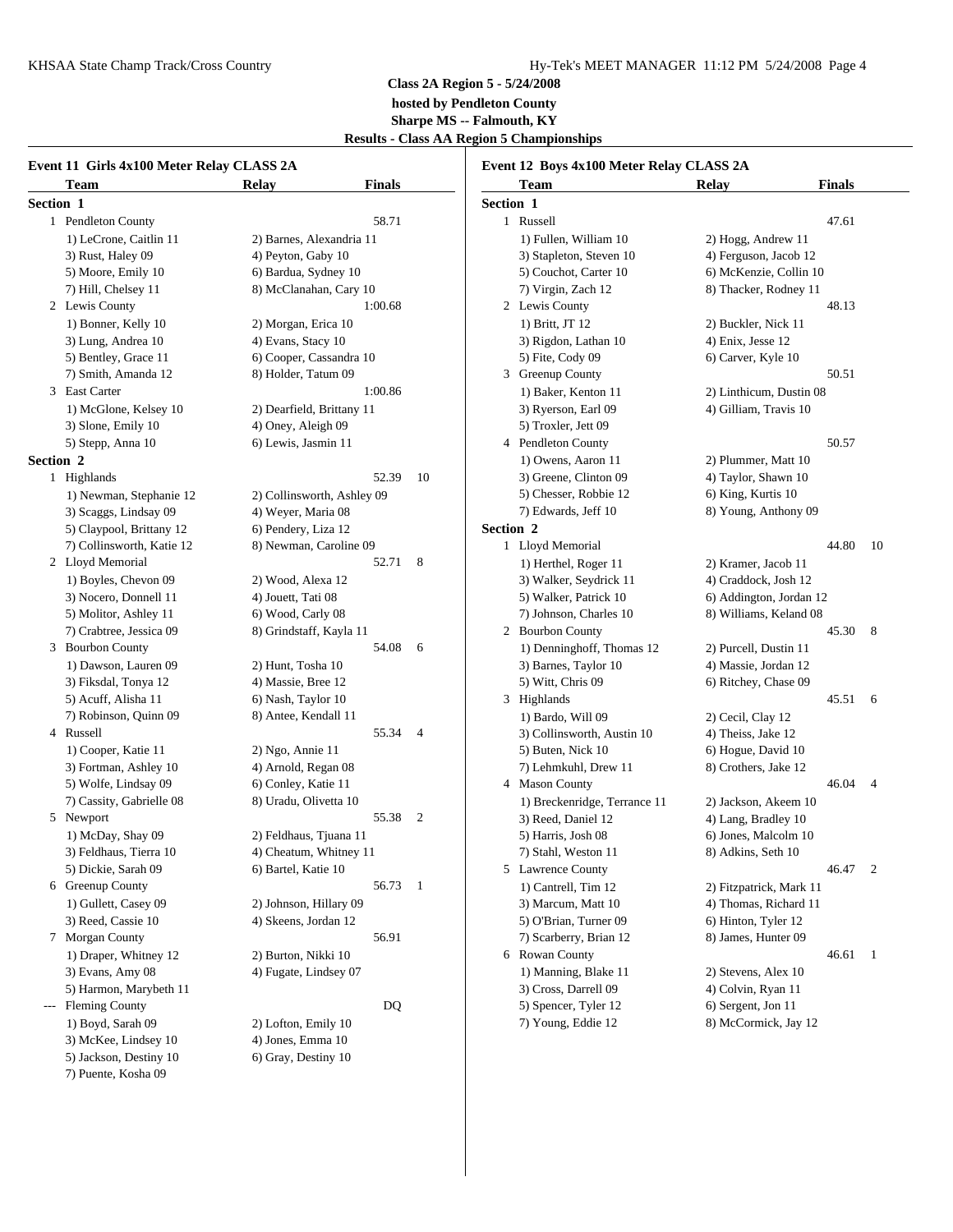**Class 2A Region 5 - 5/24/2008**
**hosted by Pendleton County**
**Sharpe MS -- Falmouth, KY**
**Results - Class AA Region 5 Championships**

### Event 11 Girls 4x100 Meter Relay CLASS 2A

| Team | Relay | Finals | |
|---|---|---|---|
| **Section 1** | | | |
| 1 Pendleton County | | 58.71 | |
| 1) LeCrone, Caitlin 11 | 2) Barnes, Alexandria 11 | | |
| 3) Rust, Haley 09 | 4) Peyton, Gaby 10 | | |
| 5) Moore, Emily 10 | 6) Bardua, Sydney 10 | | |
| 7) Hill, Chelsey 11 | 8) McClanahan, Cary 10 | | |
| 2 Lewis County | | 1:00.68 | |
| 1) Bonner, Kelly 10 | 2) Morgan, Erica 10 | | |
| 3) Lung, Andrea 10 | 4) Evans, Stacy 10 | | |
| 5) Bentley, Grace 11 | 6) Cooper, Cassandra 10 | | |
| 7) Smith, Amanda 12 | 8) Holder, Tatum 09 | | |
| 3 East Carter | | 1:00.86 | |
| 1) McGlone, Kelsey 10 | 2) Dearfield, Brittany 11 | | |
| 3) Slone, Emily 10 | 4) Oney, Aleigh 09 | | |
| 5) Stepp, Anna 10 | 6) Lewis, Jasmin 11 | | |
| **Section 2** | | | |
| 1 Highlands | | 52.39 | 10 |
| 1) Newman, Stephanie 12 | 2) Collinsworth, Ashley 09 | | |
| 3) Scaggs, Lindsay 09 | 4) Weyer, Maria 08 | | |
| 5) Claypool, Brittany 12 | 6) Pendery, Liza 12 | | |
| 7) Collinsworth, Katie 12 | 8) Newman, Caroline 09 | | |
| 2 Lloyd Memorial | | 52.71 | 8 |
| 1) Boyles, Chevon 09 | 2) Wood, Alexa 12 | | |
| 3) Nocero, Donnell 11 | 4) Jouett, Tati 08 | | |
| 5) Molitor, Ashley 11 | 6) Wood, Carly 08 | | |
| 7) Crabtree, Jessica 09 | 8) Grindstaff, Kayla 11 | | |
| 3 Bourbon County | | 54.08 | 6 |
| 1) Dawson, Lauren 09 | 2) Hunt, Tosha 10 | | |
| 3) Fiksdal, Tonya 12 | 4) Massie, Bree 12 | | |
| 5) Acuff, Alisha 11 | 6) Nash, Taylor 10 | | |
| 7) Robinson, Quinn 09 | 8) Antee, Kendall 11 | | |
| 4 Russell | | 55.34 | 4 |
| 1) Cooper, Katie 11 | 2) Ngo, Annie 11 | | |
| 3) Fortman, Ashley 10 | 4) Arnold, Regan 08 | | |
| 5) Wolfe, Lindsay 09 | 6) Conley, Katie 11 | | |
| 7) Cassity, Gabrielle 08 | 8) Uradu, Olivetta 10 | | |
| 5 Newport | | 55.38 | 2 |
| 1) McDay, Shay 09 | 2) Feldhaus, Tjuana 11 | | |
| 3) Feldhaus, Tierra 10 | 4) Cheatum, Whitney 11 | | |
| 5) Dickie, Sarah 09 | 6) Bartel, Katie 10 | | |
| 6 Greenup County | | 56.73 | 1 |
| 1) Gullett, Casey 09 | 2) Johnson, Hillary 09 | | |
| 3) Reed, Cassie 10 | 4) Skeens, Jordan 12 | | |
| 7 Morgan County | | 56.91 | |
| 1) Draper, Whitney 12 | 2) Burton, Nikki 10 | | |
| 3) Evans, Amy 08 | 4) Fugate, Lindsey 07 | | |
| 5) Harmon, Marybeth 11 | | | |
| --- Fleming County | | DQ | |
| 1) Boyd, Sarah 09 | 2) Lofton, Emily 10 | | |
| 3) McKee, Lindsey 10 | 4) Jones, Emma 10 | | |
| 5) Jackson, Destiny 10 | 6) Gray, Destiny 10 | | |
| 7) Puente, Kosha 09 | | | |

### Event 12 Boys 4x100 Meter Relay CLASS 2A

| Team | Relay | Finals | |
|---|---|---|---|
| **Section 1** | | | |
| 1 Russell | | 47.61 | |
| 1) Fullen, William 10 | 2) Hogg, Andrew 11 | | |
| 3) Stapleton, Steven 10 | 4) Ferguson, Jacob 12 | | |
| 5) Couchot, Carter 10 | 6) McKenzie, Collin 10 | | |
| 7) Virgin, Zach 12 | 8) Thacker, Rodney 11 | | |
| 2 Lewis County | | 48.13 | |
| 1) Britt, JT 12 | 2) Buckler, Nick 11 | | |
| 3) Rigdon, Lathan 10 | 4) Enix, Jesse 12 | | |
| 5) Fite, Cody 09 | 6) Carver, Kyle 10 | | |
| 3 Greenup County | | 50.51 | |
| 1) Baker, Kenton 11 | 2) Linthicum, Dustin 08 | | |
| 3) Ryerson, Earl 09 | 4) Gilliam, Travis 10 | | |
| 5) Troxler, Jett 09 | | | |
| 4 Pendleton County | | 50.57 | |
| 1) Owens, Aaron 11 | 2) Plummer, Matt 10 | | |
| 3) Greene, Clinton 09 | 4) Taylor, Shawn 10 | | |
| 5) Chesser, Robbie 12 | 6) King, Kurtis 10 | | |
| 7) Edwards, Jeff 10 | 8) Young, Anthony 09 | | |
| **Section 2** | | | |
| 1 Lloyd Memorial | | 44.80 | 10 |
| 1) Herthel, Roger 11 | 2) Kramer, Jacob 11 | | |
| 3) Walker, Seydrick 11 | 4) Craddock, Josh 12 | | |
| 5) Walker, Patrick 10 | 6) Addington, Jordan 12 | | |
| 7) Johnson, Charles 10 | 8) Williams, Keland 08 | | |
| 2 Bourbon County | | 45.30 | 8 |
| 1) Denninghoff, Thomas 12 | 2) Purcell, Dustin 11 | | |
| 3) Barnes, Taylor 10 | 4) Massie, Jordan 12 | | |
| 5) Witt, Chris 09 | 6) Ritchey, Chase 09 | | |
| 3 Highlands | | 45.51 | 6 |
| 1) Bardo, Will 09 | 2) Cecil, Clay 12 | | |
| 3) Collinsworth, Austin 10 | 4) Theiss, Jake 12 | | |
| 5) Buten, Nick 10 | 6) Hogue, David 10 | | |
| 7) Lehmkuhl, Drew 11 | 8) Crothers, Jake 12 | | |
| 4 Mason County | | 46.04 | 4 |
| 1) Breckenridge, Terrance 11 | 2) Jackson, Akeem 10 | | |
| 3) Reed, Daniel 12 | 4) Lang, Bradley 10 | | |
| 5) Harris, Josh 08 | 6) Jones, Malcolm 10 | | |
| 7) Stahl, Weston 11 | 8) Adkins, Seth 10 | | |
| 5 Lawrence County | | 46.47 | 2 |
| 1) Cantrell, Tim 12 | 2) Fitzpatrick, Mark 11 | | |
| 3) Marcum, Matt 10 | 4) Thomas, Richard 11 | | |
| 5) O'Brian, Turner 09 | 6) Hinton, Tyler 12 | | |
| 7) Scarberry, Brian 12 | 8) James, Hunter 09 | | |
| 6 Rowan County | | 46.61 | 1 |
| 1) Manning, Blake 11 | 2) Stevens, Alex 10 | | |
| 3) Cross, Darrell 09 | 4) Colvin, Ryan 11 | | |
| 5) Spencer, Tyler 12 | 6) Sergent, Jon 11 | | |
| 7) Young, Eddie 12 | 8) McCormick, Jay 12 | | |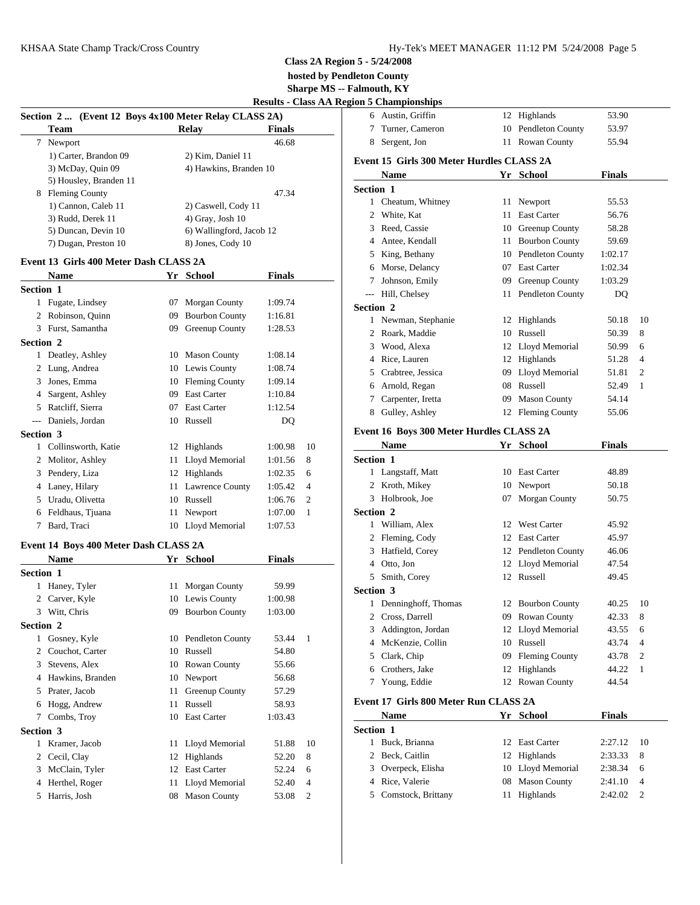**Class 2A Region 5 - 5/24/2008**

**hosted by Pendleton County**

**Sharpe MS -- Falmouth, KY**

**Results - Class AA Region 5 Championships**

### Section 2 ... (Event 12 Boys 4x100 Meter Relay CLASS 2A)

| | Team | Relay | Finals |
|---|---|---|---|
| 7 | Newport | | 46.68 |
| | 1) Carter, Brandon 09 | 2) Kim, Daniel 11 | |
| | 3) McDay, Quin 09 | 4) Hawkins, Branden 10 | |
| | 5) Housley, Branden 11 | | |
| 8 | Fleming County | | 47.34 |
| | 1) Cannon, Caleb 11 | 2) Caswell, Cody 11 | |
| | 3) Rudd, Derek 11 | 4) Gray, Josh 10 | |
| | 5) Duncan, Devin 10 | 6) Wallingford, Jacob 12 | |
| | 7) Dugan, Preston 10 | 8) Jones, Cody 10 | |

### Event 13 Girls 400 Meter Dash CLASS 2A

| | Name | Yr | School | Finals | |
|---|---|---|---|---|---|
| **Section 1** | | | | | |
| 1 | Fugate, Lindsey | 07 | Morgan County | 1:09.74 | |
| 2 | Robinson, Quinn | 09 | Bourbon County | 1:16.81 | |
| 3 | Furst, Samantha | 09 | Greenup County | 1:28.53 | |
| **Section 2** | | | | | |
| 1 | Deatley, Ashley | 10 | Mason County | 1:08.14 | |
| 2 | Lung, Andrea | 10 | Lewis County | 1:08.74 | |
| 3 | Jones, Emma | 10 | Fleming County | 1:09.14 | |
| 4 | Sargent, Ashley | 09 | East Carter | 1:10.84 | |
| 5 | Ratcliff, Sierra | 07 | East Carter | 1:12.54 | |
| --- | Daniels, Jordan | 10 | Russell | DQ | |
| **Section 3** | | | | | |
| 1 | Collinsworth, Katie | 12 | Highlands | 1:00.98 | 10 |
| 2 | Molitor, Ashley | 11 | Lloyd Memorial | 1:01.56 | 8 |
| 3 | Pendery, Liza | 12 | Highlands | 1:02.35 | 6 |
| 4 | Laney, Hilary | 11 | Lawrence County | 1:05.42 | 4 |
| 5 | Uradu, Olivetta | 10 | Russell | 1:06.76 | 2 |
| 6 | Feldhaus, Tjuana | 11 | Newport | 1:07.00 | 1 |
| 7 | Bard, Traci | 10 | Lloyd Memorial | 1:07.53 | |

### Event 14 Boys 400 Meter Dash CLASS 2A

| | Name | Yr | School | Finals | |
|---|---|---|---|---|---|
| **Section 1** | | | | | |
| 1 | Haney, Tyler | 11 | Morgan County | 59.99 | |
| 2 | Carver, Kyle | 10 | Lewis County | 1:00.98 | |
| 3 | Witt, Chris | 09 | Bourbon County | 1:03.00 | |
| **Section 2** | | | | | |
| 1 | Gosney, Kyle | 10 | Pendleton County | 53.44 | 1 |
| 2 | Couchot, Carter | 10 | Russell | 54.80 | |
| 3 | Stevens, Alex | 10 | Rowan County | 55.66 | |
| 4 | Hawkins, Branden | 10 | Newport | 56.68 | |
| 5 | Prater, Jacob | 11 | Greenup County | 57.29 | |
| 6 | Hogg, Andrew | 11 | Russell | 58.93 | |
| 7 | Combs, Troy | 10 | East Carter | 1:03.43 | |
| **Section 3** | | | | | |
| 1 | Kramer, Jacob | 11 | Lloyd Memorial | 51.88 | 10 |
| 2 | Cecil, Clay | 12 | Highlands | 52.20 | 8 |
| 3 | McClain, Tyler | 12 | East Carter | 52.24 | 6 |
| 4 | Herthel, Roger | 11 | Lloyd Memorial | 52.40 | 4 |
| 5 | Harris, Josh | 08 | Mason County | 53.08 | 2 |
| 6 | Austin, Griffin | 12 | Highlands | 53.90 | |
| 7 | Turner, Cameron | 10 | Pendleton County | 53.97 | |
| 8 | Sergent, Jon | 11 | Rowan County | 55.94 | |

### Event 15 Girls 300 Meter Hurdles CLASS 2A

| | Name | Yr | School | Finals | |
|---|---|---|---|---|---|
| **Section 1** | | | | | |
| 1 | Cheatum, Whitney | 11 | Newport | 55.53 | |
| 2 | White, Kat | 11 | East Carter | 56.76 | |
| 3 | Reed, Cassie | 10 | Greenup County | 58.28 | |
| 4 | Antee, Kendall | 11 | Bourbon County | 59.69 | |
| 5 | King, Bethany | 10 | Pendleton County | 1:02.17 | |
| 6 | Morse, Delancy | 07 | East Carter | 1:02.34 | |
| 7 | Johnson, Emily | 09 | Greenup County | 1:03.29 | |
| --- | Hill, Chelsey | 11 | Pendleton County | DQ | |
| **Section 2** | | | | | |
| 1 | Newman, Stephanie | 12 | Highlands | 50.18 | 10 |
| 2 | Roark, Maddie | 10 | Russell | 50.39 | 8 |
| 3 | Wood, Alexa | 12 | Lloyd Memorial | 50.99 | 6 |
| 4 | Rice, Lauren | 12 | Highlands | 51.28 | 4 |
| 5 | Crabtree, Jessica | 09 | Lloyd Memorial | 51.81 | 2 |
| 6 | Arnold, Regan | 08 | Russell | 52.49 | 1 |
| 7 | Carpenter, Iretta | 09 | Mason County | 54.14 | |
| 8 | Gulley, Ashley | 12 | Fleming County | 55.06 | |

### Event 16 Boys 300 Meter Hurdles CLASS 2A

| | Name | Yr | School | Finals | |
|---|---|---|---|---|---|
| **Section 1** | | | | | |
| 1 | Langstaff, Matt | 10 | East Carter | 48.89 | |
| 2 | Kroth, Mikey | 10 | Newport | 50.18 | |
| 3 | Holbrook, Joe | 07 | Morgan County | 50.75 | |
| **Section 2** | | | | | |
| 1 | William, Alex | 12 | West Carter | 45.92 | |
| 2 | Fleming, Cody | 12 | East Carter | 45.97 | |
| 3 | Hatfield, Corey | 12 | Pendleton County | 46.06 | |
| 4 | Otto, Jon | 12 | Lloyd Memorial | 47.54 | |
| 5 | Smith, Corey | 12 | Russell | 49.45 | |
| **Section 3** | | | | | |
| 1 | Denninghoff, Thomas | 12 | Bourbon County | 40.25 | 10 |
| 2 | Cross, Darrell | 09 | Rowan County | 42.33 | 8 |
| 3 | Addington, Jordan | 12 | Lloyd Memorial | 43.55 | 6 |
| 4 | McKenzie, Collin | 10 | Russell | 43.74 | 4 |
| 5 | Clark, Chip | 09 | Fleming County | 43.78 | 2 |
| 6 | Crothers, Jake | 12 | Highlands | 44.22 | 1 |
| 7 | Young, Eddie | 12 | Rowan County | 44.54 | |

### Event 17 Girls 800 Meter Run CLASS 2A

| | Name | Yr | School | Finals | |
|---|---|---|---|---|---|
| **Section 1** | | | | | |
| 1 | Buck, Brianna | 12 | East Carter | 2:27.12 | 10 |
| 2 | Beck, Caitlin | 12 | Highlands | 2:33.33 | 8 |
| 3 | Overpeck, Elisha | 10 | Lloyd Memorial | 2:38.34 | 6 |
| 4 | Rice, Valerie | 08 | Mason County | 2:41.10 | 4 |
| 5 | Comstock, Brittany | 11 | Highlands | 2:42.02 | 2 |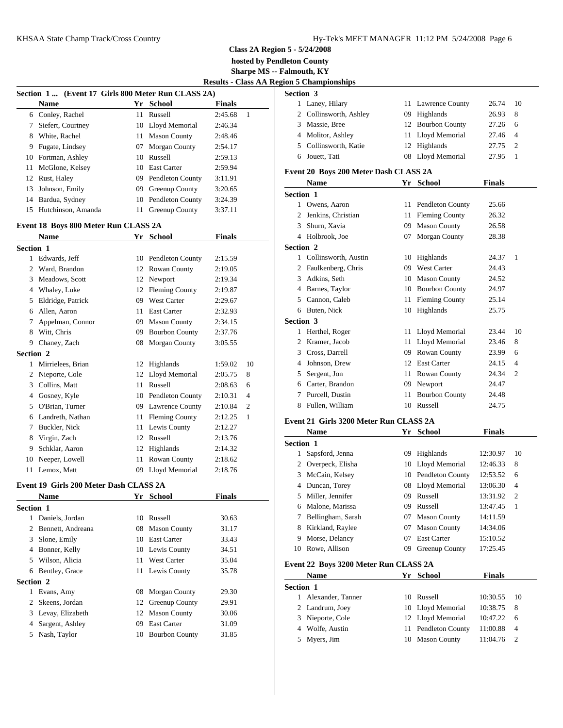## Class 2A Region 5 - 5/24/2008

**hosted by Pendleton County**

**Sharpe MS -- Falmouth, KY**

**Results - Class AA Region 5 Championships**

### Section 1 ... (Event 17 Girls 800 Meter Run CLASS 2A)

| | Name | Yr | School | Finals | |
|---|---|---|---|---|---|
| 6 | Conley, Rachel | 11 | Russell | 2:45.68 | 1 |
| 7 | Siefert, Courtney | 10 | Lloyd Memorial | 2:46.34 | |
| 8 | White, Rachel | 11 | Mason County | 2:48.46 | |
| 9 | Fugate, Lindsey | 07 | Morgan County | 2:54.17 | |
| 10 | Fortman, Ashley | 10 | Russell | 2:59.13 | |
| 11 | McGlone, Kelsey | 10 | East Carter | 2:59.94 | |
| 12 | Rust, Haley | 09 | Pendleton County | 3:11.91 | |
| 13 | Johnson, Emily | 09 | Greenup County | 3:20.65 | |
| 14 | Bardua, Sydney | 10 | Pendleton County | 3:24.39 | |
| 15 | Hutchinson, Amanda | 11 | Greenup County | 3:37.11 | |

### Event 18 Boys 800 Meter Run CLASS 2A

| | Name | Yr | School | Finals | |
|---|---|---|---|---|---|
| **Section 1** | | | | | |
| 1 | Edwards, Jeff | 10 | Pendleton County | 2:15.59 | |
| 2 | Ward, Brandon | 12 | Rowan County | 2:19.05 | |
| 3 | Meadows, Scott | 12 | Newport | 2:19.34 | |
| 4 | Whaley, Luke | 12 | Fleming County | 2:19.87 | |
| 5 | Eldridge, Patrick | 09 | West Carter | 2:29.67 | |
| 6 | Allen, Aaron | 11 | East Carter | 2:32.93 | |
| 7 | Appelman, Connor | 09 | Mason County | 2:34.15 | |
| 8 | Witt, Chris | 09 | Bourbon County | 2:37.76 | |
| 9 | Chaney, Zach | 08 | Morgan County | 3:05.55 | |
| **Section 2** | | | | | |
| 1 | Mirrielees, Brian | 12 | Highlands | 1:59.02 | 10 |
| 2 | Nieporte, Cole | 12 | Lloyd Memorial | 2:05.75 | 8 |
| 3 | Collins, Matt | 11 | Russell | 2:08.63 | 6 |
| 4 | Gosney, Kyle | 10 | Pendleton County | 2:10.31 | 4 |
| 5 | O'Brian, Turner | 09 | Lawrence County | 2:10.84 | 2 |
| 6 | Landreth, Nathan | 11 | Fleming County | 2:12.25 | 1 |
| 7 | Buckler, Nick | 11 | Lewis County | 2:12.27 | |
| 8 | Virgin, Zach | 12 | Russell | 2:13.76 | |
| 9 | Schklar, Aaron | 12 | Highlands | 2:14.32 | |
| 10 | Neeper, Lowell | 11 | Rowan County | 2:18.62 | |
| 11 | Lemox, Matt | 09 | Lloyd Memorial | 2:18.76 | |

### Event 19 Girls 200 Meter Dash CLASS 2A

| | Name | Yr | School | Finals | |
|---|---|---|---|---|---|
| **Section 1** | | | | | |
| 1 | Daniels, Jordan | 10 | Russell | 30.63 | |
| 2 | Bennett, Andreana | 08 | Mason County | 31.17 | |
| 3 | Slone, Emily | 10 | East Carter | 33.43 | |
| 4 | Bonner, Kelly | 10 | Lewis County | 34.51 | |
| 5 | Wilson, Alicia | 11 | West Carter | 35.04 | |
| 6 | Bentley, Grace | 11 | Lewis County | 35.78 | |
| **Section 2** | | | | | |
| 1 | Evans, Amy | 08 | Morgan County | 29.30 | |
| 2 | Skeens, Jordan | 12 | Greenup County | 29.91 | |
| 3 | Levay, Elizabeth | 12 | Mason County | 30.06 | |
| 4 | Sargent, Ashley | 09 | East Carter | 31.09 | |
| 5 | Nash, Taylor | 10 | Bourbon County | 31.85 | |
| **Section 3** | | | | | |
| 1 | Laney, Hilary | 11 | Lawrence County | 26.74 | 10 |
| 2 | Collinsworth, Ashley | 09 | Highlands | 26.93 | 8 |
| 3 | Massie, Bree | 12 | Bourbon County | 27.26 | 6 |
| 4 | Molitor, Ashley | 11 | Lloyd Memorial | 27.46 | 4 |
| 5 | Collinsworth, Katie | 12 | Highlands | 27.75 | 2 |
| 6 | Jouett, Tati | 08 | Lloyd Memorial | 27.95 | 1 |

### Event 20 Boys 200 Meter Dash CLASS 2A

| | Name | Yr | School | Finals | |
|---|---|---|---|---|---|
| **Section 1** | | | | | |
| 1 | Owens, Aaron | 11 | Pendleton County | 25.66 | |
| 2 | Jenkins, Christian | 11 | Fleming County | 26.32 | |
| 3 | Shurn, Xavia | 09 | Mason County | 26.58 | |
| 4 | Holbrook, Joe | 07 | Morgan County | 28.38 | |
| **Section 2** | | | | | |
| 1 | Collinsworth, Austin | 10 | Highlands | 24.37 | 1 |
| 2 | Faulkenberg, Chris | 09 | West Carter | 24.43 | |
| 3 | Adkins, Seth | 10 | Mason County | 24.52 | |
| 4 | Barnes, Taylor | 10 | Bourbon County | 24.97 | |
| 5 | Cannon, Caleb | 11 | Fleming County | 25.14 | |
| 6 | Buten, Nick | 10 | Highlands | 25.75 | |
| **Section 3** | | | | | |
| 1 | Herthel, Roger | 11 | Lloyd Memorial | 23.44 | 10 |
| 2 | Kramer, Jacob | 11 | Lloyd Memorial | 23.46 | 8 |
| 3 | Cross, Darrell | 09 | Rowan County | 23.99 | 6 |
| 4 | Johnson, Drew | 12 | East Carter | 24.15 | 4 |
| 5 | Sergent, Jon | 11 | Rowan County | 24.34 | 2 |
| 6 | Carter, Brandon | 09 | Newport | 24.47 | |
| 7 | Purcell, Dustin | 11 | Bourbon County | 24.48 | |
| 8 | Fullen, William | 10 | Russell | 24.75 | |

### Event 21 Girls 3200 Meter Run CLASS 2A

| | Name | Yr | School | Finals | |
|---|---|---|---|---|---|
| **Section 1** | | | | | |
| 1 | Sapsford, Jenna | 09 | Highlands | 12:30.97 | 10 |
| 2 | Overpeck, Elisha | 10 | Lloyd Memorial | 12:46.33 | 8 |
| 3 | McCain, Kelsey | 10 | Pendleton County | 12:53.52 | 6 |
| 4 | Duncan, Torey | 08 | Lloyd Memorial | 13:06.30 | 4 |
| 5 | Miller, Jennifer | 09 | Russell | 13:31.92 | 2 |
| 6 | Malone, Marissa | 09 | Russell | 13:47.45 | 1 |
| 7 | Bellingham, Sarah | 07 | Mason County | 14:11.59 | |
| 8 | Kirkland, Raylee | 07 | Mason County | 14:34.06 | |
| 9 | Morse, Delancy | 07 | East Carter | 15:10.52 | |
| 10 | Rowe, Allison | 09 | Greenup County | 17:25.45 | |

### Event 22 Boys 3200 Meter Run CLASS 2A

| | Name | Yr | School | Finals | |
|---|---|---|---|---|---|
| **Section 1** | | | | | |
| 1 | Alexander, Tanner | 10 | Russell | 10:30.55 | 10 |
| 2 | Landrum, Joey | 10 | Lloyd Memorial | 10:38.75 | 8 |
| 3 | Nieporte, Cole | 12 | Lloyd Memorial | 10:47.22 | 6 |
| 4 | Wolfe, Austin | 11 | Pendleton County | 11:00.88 | 4 |
| 5 | Myers, Jim | 10 | Mason County | 11:04.76 | 2 |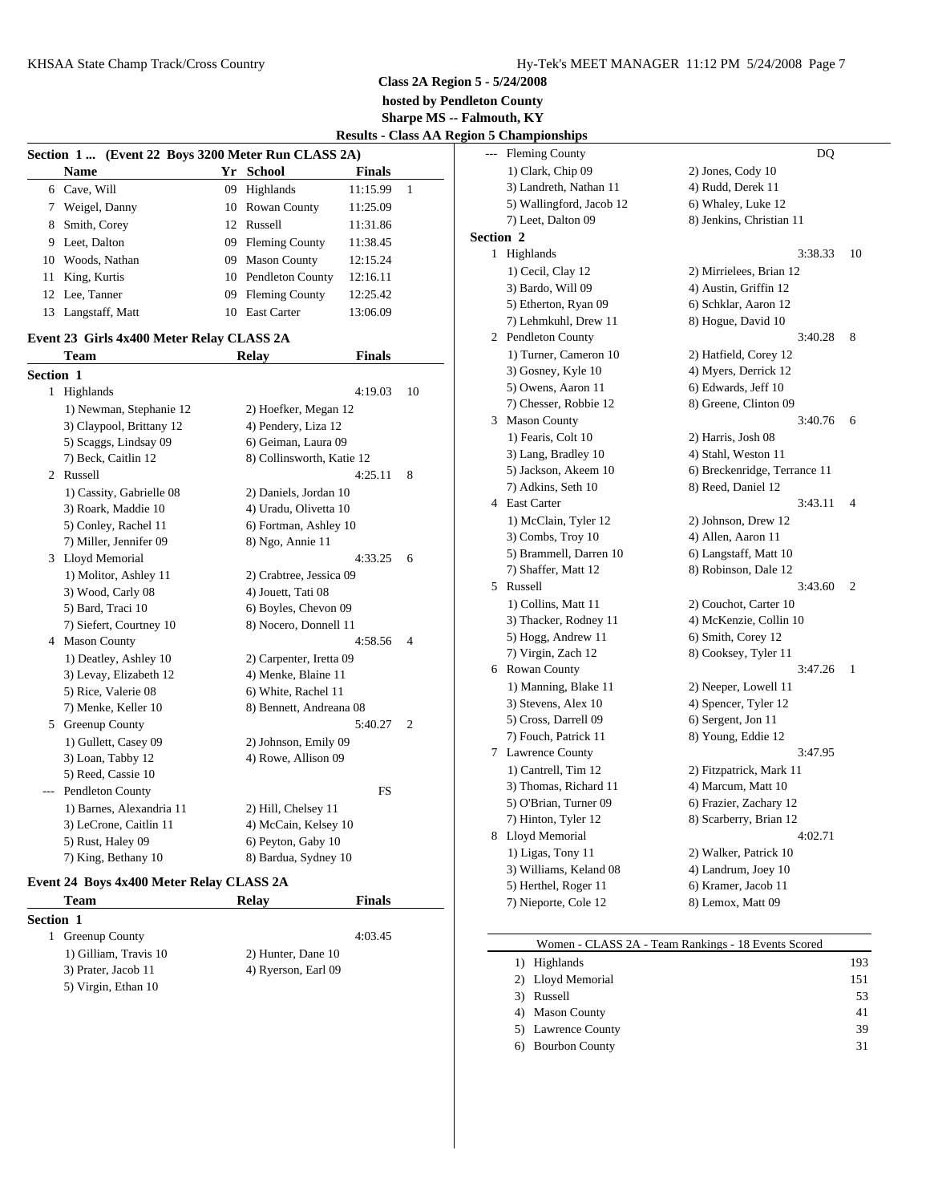**Class 2A Region 5 - 5/24/2008**

**hosted by Pendleton County**

**Sharpe MS -- Falmouth, KY**

**Results - Class AA Region 5 Championships**

### Section 1 ... (Event 22 Boys 3200 Meter Run CLASS 2A)

| | Name | Yr | School | Finals | |
|---|---|---|---|---|---|
| 6 | Cave, Will | 09 | Highlands | 11:15.99 | 1 |
| 7 | Weigel, Danny | 10 | Rowan County | 11:25.09 | |
| 8 | Smith, Corey | 12 | Russell | 11:31.86 | |
| 9 | Leet, Dalton | 09 | Fleming County | 11:38.45 | |
| 10 | Woods, Nathan | 09 | Mason County | 12:15.24 | |
| 11 | King, Kurtis | 10 | Pendleton County | 12:16.11 | |
| 12 | Lee, Tanner | 09 | Fleming County | 12:25.42 | |
| 13 | Langstaff, Matt | 10 | East Carter | 13:06.09 | |

### Event 23 Girls 4x400 Meter Relay CLASS 2A

| | Team | Relay | Finals | |
|---|---|---|---|---|
| **Section 1** | | | | |
| 1 | Highlands | | 4:19.03 | 10 |
| | 1) Newman, Stephanie 12 | 2) Hoefker, Megan 12 | | |
| | 3) Claypool, Brittany 12 | 4) Pendery, Liza 12 | | |
| | 5) Scaggs, Lindsay 09 | 6) Geiman, Laura 09 | | |
| | 7) Beck, Caitlin 12 | 8) Collinsworth, Katie 12 | | |
| 2 | Russell | | 4:25.11 | 8 |
| | 1) Cassity, Gabrielle 08 | 2) Daniels, Jordan 10 | | |
| | 3) Roark, Maddie 10 | 4) Uradu, Olivetta 10 | | |
| | 5) Conley, Rachel 11 | 6) Fortman, Ashley 10 | | |
| | 7) Miller, Jennifer 09 | 8) Ngo, Annie 11 | | |
| 3 | Lloyd Memorial | | 4:33.25 | 6 |
| | 1) Molitor, Ashley 11 | 2) Crabtree, Jessica 09 | | |
| | 3) Wood, Carly 08 | 4) Jouett, Tati 08 | | |
| | 5) Bard, Traci 10 | 6) Boyles, Chevon 09 | | |
| | 7) Siefert, Courtney 10 | 8) Nocero, Donnell 11 | | |
| 4 | Mason County | | 4:58.56 | 4 |
| | 1) Deatley, Ashley 10 | 2) Carpenter, Iretta 09 | | |
| | 3) Levay, Elizabeth 12 | 4) Menke, Blaine 11 | | |
| | 5) Rice, Valerie 08 | 6) White, Rachel 11 | | |
| | 7) Menke, Keller 10 | 8) Bennett, Andreana 08 | | |
| 5 | Greenup County | | 5:40.27 | 2 |
| | 1) Gullett, Casey 09 | 2) Johnson, Emily 09 | | |
| | 3) Loan, Tabby 12 | 4) Rowe, Allison 09 | | |
| | 5) Reed, Cassie 10 | | | |
| --- | Pendleton County | | FS | |
| | 1) Barnes, Alexandria 11 | 2) Hill, Chelsey 11 | | |
| | 3) LeCrone, Caitlin 11 | 4) McCain, Kelsey 10 | | |
| | 5) Rust, Haley 09 | 6) Peyton, Gaby 10 | | |
| | 7) King, Bethany 10 | 8) Bardua, Sydney 10 | | |

### Event 24 Boys 4x400 Meter Relay CLASS 2A

| | Team | Relay | Finals | |
|---|---|---|---|---|
| **Section 1** | | | | |
| 1 | Greenup County | | 4:03.45 | |
| | 1) Gilliam, Travis 10 | 2) Hunter, Dane 10 | | |
| | 3) Prater, Jacob 11 | 4) Ryerson, Earl 09 | | |
| | 5) Virgin, Ethan 10 | | | |
| --- | Fleming County | | DQ | |
| | 1) Clark, Chip 09 | 2) Jones, Cody 10 | | |
| | 3) Landreth, Nathan 11 | 4) Rudd, Derek 11 | | |
| | 5) Wallingford, Jacob 12 | 6) Whaley, Luke 12 | | |
| | 7) Leet, Dalton 09 | 8) Jenkins, Christian 11 | | |
| **Section 2** | | | | |
| 1 | Highlands | | 3:38.33 | 10 |
| | 1) Cecil, Clay 12 | 2) Mirrielees, Brian 12 | | |
| | 3) Bardo, Will 09 | 4) Austin, Griffin 12 | | |
| | 5) Etherton, Ryan 09 | 6) Schklar, Aaron 12 | | |
| | 7) Lehmkuhl, Drew 11 | 8) Hogue, David 10 | | |
| 2 | Pendleton County | | 3:40.28 | 8 |
| | 1) Turner, Cameron 10 | 2) Hatfield, Corey 12 | | |
| | 3) Gosney, Kyle 10 | 4) Myers, Derrick 12 | | |
| | 5) Owens, Aaron 11 | 6) Edwards, Jeff 10 | | |
| | 7) Chesser, Robbie 12 | 8) Greene, Clinton 09 | | |
| 3 | Mason County | | 3:40.76 | 6 |
| | 1) Fearis, Colt 10 | 2) Harris, Josh 08 | | |
| | 3) Lang, Bradley 10 | 4) Stahl, Weston 11 | | |
| | 5) Jackson, Akeem 10 | 6) Breckenridge, Terrance 11 | | |
| | 7) Adkins, Seth 10 | 8) Reed, Daniel 12 | | |
| 4 | East Carter | | 3:43.11 | 4 |
| | 1) McClain, Tyler 12 | 2) Johnson, Drew 12 | | |
| | 3) Combs, Troy 10 | 4) Allen, Aaron 11 | | |
| | 5) Brammell, Darren 10 | 6) Langstaff, Matt 10 | | |
| | 7) Shaffer, Matt 12 | 8) Robinson, Dale 12 | | |
| 5 | Russell | | 3:43.60 | 2 |
| | 1) Collins, Matt 11 | 2) Couchot, Carter 10 | | |
| | 3) Thacker, Rodney 11 | 4) McKenzie, Collin 10 | | |
| | 5) Hogg, Andrew 11 | 6) Smith, Corey 12 | | |
| | 7) Virgin, Zach 12 | 8) Cooksey, Tyler 11 | | |
| 6 | Rowan County | | 3:47.26 | 1 |
| | 1) Manning, Blake 11 | 2) Neeper, Lowell 11 | | |
| | 3) Stevens, Alex 10 | 4) Spencer, Tyler 12 | | |
| | 5) Cross, Darrell 09 | 6) Sergent, Jon 11 | | |
| | 7) Fouch, Patrick 11 | 8) Young, Eddie 12 | | |
| 7 | Lawrence County | | 3:47.95 | |
| | 1) Cantrell, Tim 12 | 2) Fitzpatrick, Mark 11 | | |
| | 3) Thomas, Richard 11 | 4) Marcum, Matt 10 | | |
| | 5) O'Brian, Turner 09 | 6) Frazier, Zachary 12 | | |
| | 7) Hinton, Tyler 12 | 8) Scarberry, Brian 12 | | |
| 8 | Lloyd Memorial | | 4:02.71 | |
| | 1) Ligas, Tony 11 | 2) Walker, Patrick 10 | | |
| | 3) Williams, Keland 08 | 4) Landrum, Joey 10 | | |
| | 5) Herthel, Roger 11 | 6) Kramer, Jacob 11 | | |
| | 7) Nieporte, Cole 12 | 8) Lemox, Matt 09 | | |

### Women - CLASS 2A - Team Rankings - 18 Events Scored

| | Team | Points |
|---|---|---|
| 1) | Highlands | 193 |
| 2) | Lloyd Memorial | 151 |
| 3) | Russell | 53 |
| 4) | Mason County | 41 |
| 5) | Lawrence County | 39 |
| 6) | Bourbon County | 31 |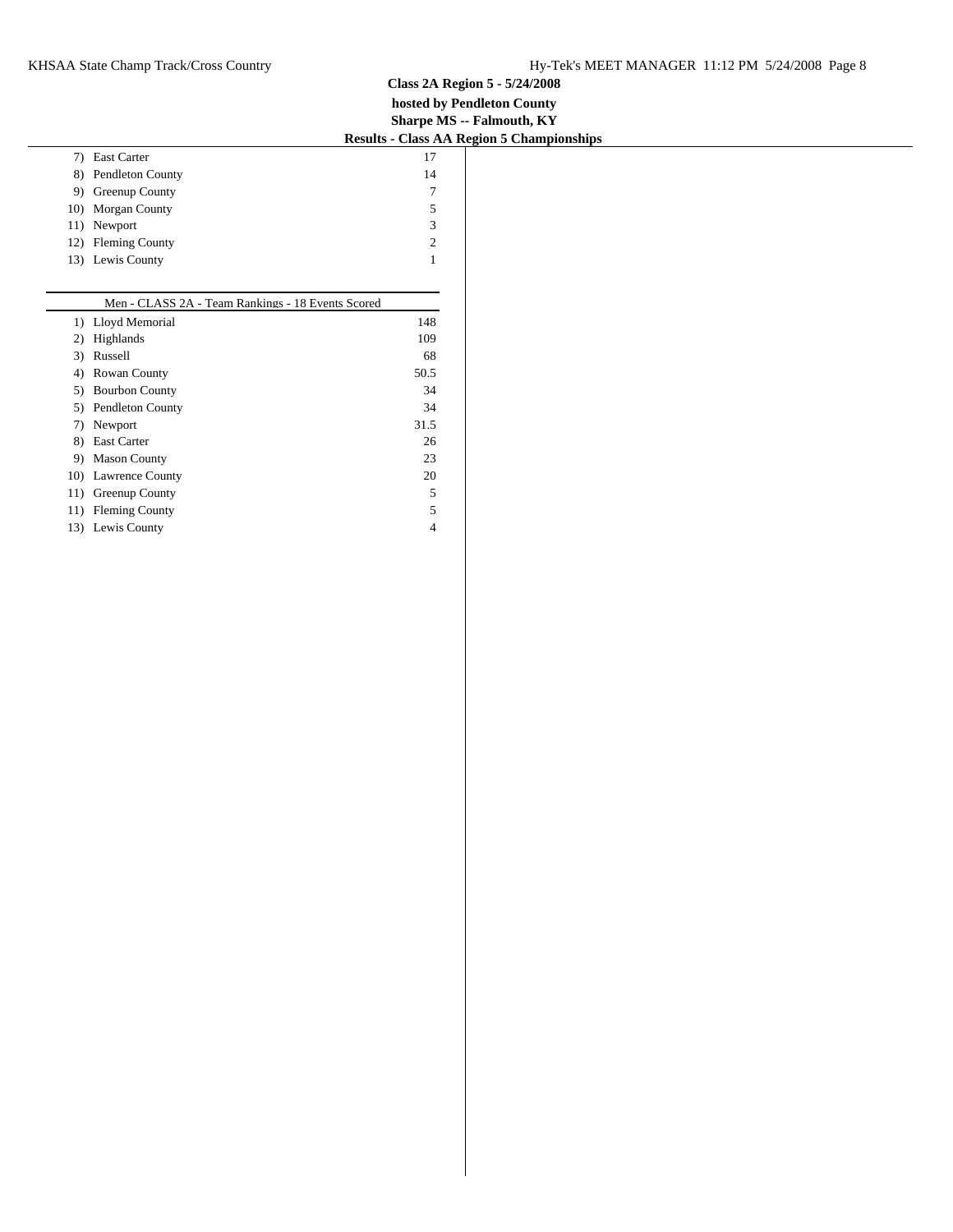## Class 2A Region 5 - 5/24/2008

**hosted by Pendleton County**

**Sharpe MS -- Falmouth, KY**

**Results - Class AA Region 5 Championships**

| | | |
|---|---|---|
| 7) | East Carter | 17 |
| 8) | Pendleton County | 14 |
| 9) | Greenup County | 7 |
| 10) | Morgan County | 5 |
| 11) | Newport | 3 |
| 12) | Fleming County | 2 |
| 13) | Lewis County | 1 |

Men - CLASS 2A - Team Rankings - 18 Events Scored

| | | |
|---|---|---|
| 1) | Lloyd Memorial | 148 |
| 2) | Highlands | 109 |
| 3) | Russell | 68 |
| 4) | Rowan County | 50.5 |
| 5) | Bourbon County | 34 |
| 5) | Pendleton County | 34 |
| 7) | Newport | 31.5 |
| 8) | East Carter | 26 |
| 9) | Mason County | 23 |
| 10) | Lawrence County | 20 |
| 11) | Greenup County | 5 |
| 11) | Fleming County | 5 |
| 13) | Lewis County | 4 |